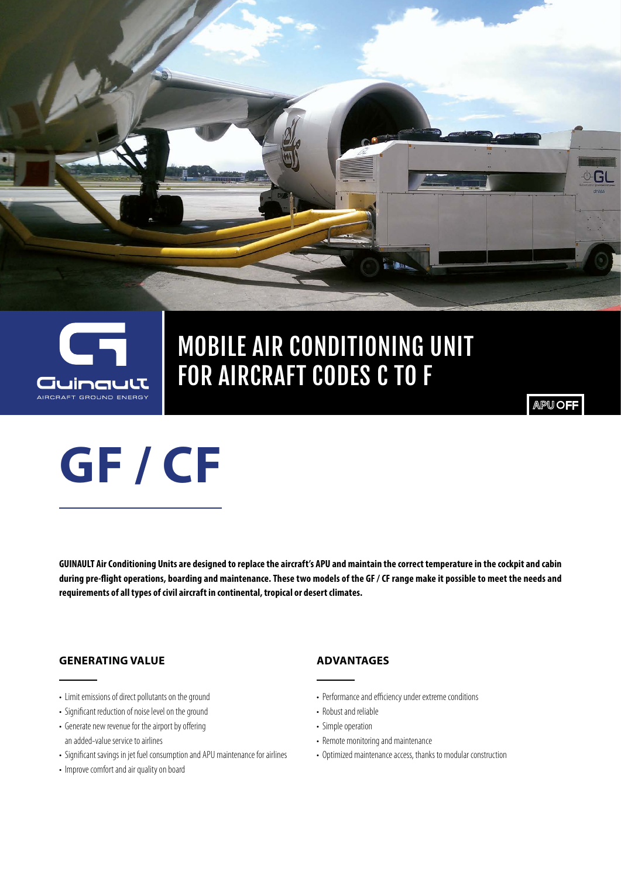Guinault
AIRCRAFT GROUND ENERGY

# MOBILE AIR CONDITIONING UNIT FOR AIRCRAFT CODES C TO F

APU OFF

# GF / CF

**GUINAULT Air Conditioning Units are designed to replace the aircraft's APU and maintain the correct temperature in the cockpit and cabin during pre-flight operations, boarding and maintenance. These two models of the GF / CF range make it possible to meet the needs and requirements of all types of civil aircraft in continental, tropical or desert climates.**

## GENERATING VALUE

- Limit emissions of direct pollutants on the ground
- Significant reduction of noise level on the ground
- Generate new revenue for the airport by offering an added-value service to airlines
- Significant savings in jet fuel consumption and APU maintenance for airlines
- Improve comfort and air quality on board

## ADVANTAGES

- Performance and efficiency under extreme conditions
- Robust and reliable
- Simple operation
- Remote monitoring and maintenance
- Optimized maintenance access, thanks to modular construction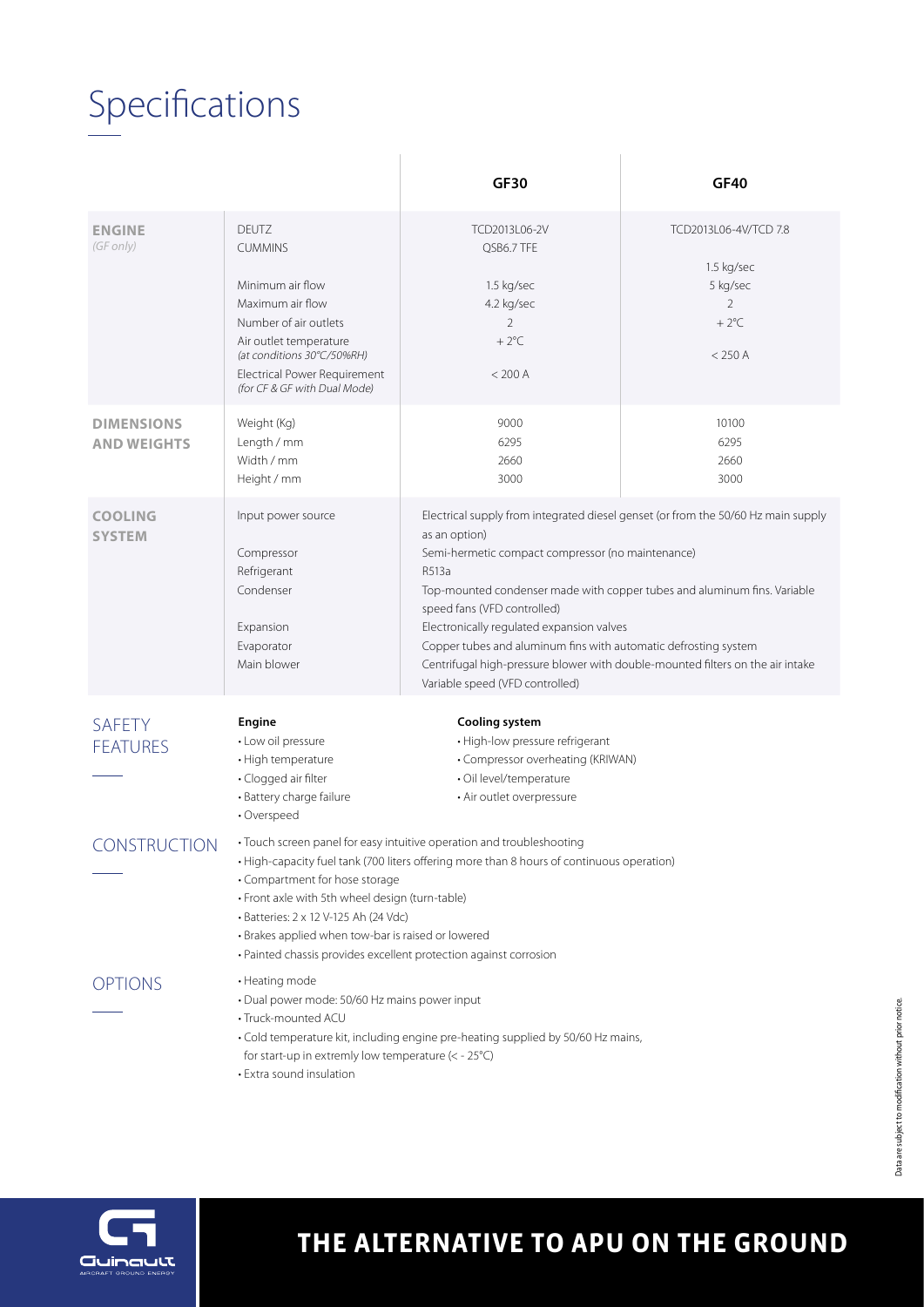# Specifications

| | | GF30 | GF40 |
|---|---|---|---|
| **ENGINE** *(GF only)* | DEUTZ | TCD2013L06-2V | TCD2013L06-4V/TCD 7.8 |
| | CUMMINS | QSB6.7 TFE | |
| | Minimum air flow | 1.5 kg/sec | 1.5 kg/sec |
| | Maximum air flow | 4.2 kg/sec | 5 kg/sec |
| | Number of air outlets | 2 | 2 |
| | Air outlet temperature *(at conditions 30°C/50%RH)* | + 2°C | + 2°C |
| | Electrical Power Requirement *(for CF & GF with Dual Mode)* | < 200 A | < 250 A |
| **DIMENSIONS AND WEIGHTS** | Weight (Kg) | 9000 | 10100 |
| | Length / mm | 6295 | 6295 |
| | Width / mm | 2660 | 2660 |
| | Height / mm | 3000 | 3000 |
| **COOLING SYSTEM** | Input power source | Electrical supply from integrated diesel genset (or from the 50/60 Hz main supply as an option) | |
| | Compressor | Semi-hermetic compact compressor (no maintenance) | |
| | Refrigerant | R513a | |
| | Condenser | Top-mounted condenser made with copper tubes and aluminum fins. Variable speed fans (VFD controlled) | |
| | Expansion | Electronically regulated expansion valves | |
| | Evaporator | Copper tubes and aluminum fins with automatic defrosting system | |
| | Main blower | Centrifugal high-pressure blower with double-mounted filters on the air intake Variable speed (VFD controlled) | |

## SAFETY FEATURES

**Engine**
- Low oil pressure
- High temperature
- Clogged air filter
- Battery charge failure
- Overspeed

**Cooling system**
- High-low pressure refrigerant
- Compressor overheating (KRIWAN)
- Oil level/temperature
- Air outlet overpressure

## CONSTRUCTION

- Touch screen panel for easy intuitive operation and troubleshooting
- High-capacity fuel tank (700 liters offering more than 8 hours of continuous operation)
- Compartment for hose storage
- Front axle with 5th wheel design (turn-table)
- Batteries: 2 x 12 V-125 Ah (24 Vdc)
- Brakes applied when tow-bar is raised or lowered
- Painted chassis provides excellent protection against corrosion

## OPTIONS

- Heating mode
- Dual power mode: 50/60 Hz mains power input
- Truck-mounted ACU
- Cold temperature kit, including engine pre-heating supplied by 50/60 Hz mains, for start-up in extremly low temperature (< - 25°C)
- Extra sound insulation

Data are subject to modification without prior notice.

**THE ALTERNATIVE TO APU ON THE GROUND**